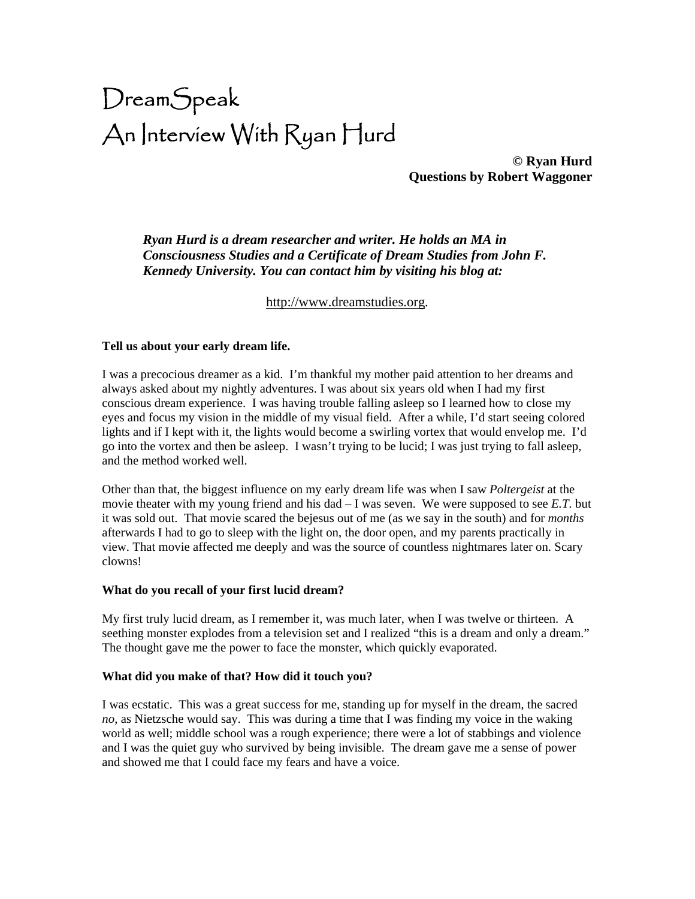# DreamSpeak
# An Interview With Ryan Hurd

**© Ryan Hurd**
**Questions by Robert Waggoner**

***Ryan Hurd is a dream researcher and writer. He holds an MA in Consciousness Studies and a Certificate of Dream Studies from John F. Kennedy University. You can contact him by visiting his blog at:***

http://www.dreamstudies.org.

**Tell us about your early dream life.**

I was a precocious dreamer as a kid. I'm thankful my mother paid attention to her dreams and always asked about my nightly adventures. I was about six years old when I had my first conscious dream experience. I was having trouble falling asleep so I learned how to close my eyes and focus my vision in the middle of my visual field. After a while, I'd start seeing colored lights and if I kept with it, the lights would become a swirling vortex that would envelop me. I'd go into the vortex and then be asleep. I wasn't trying to be lucid; I was just trying to fall asleep, and the method worked well.

Other than that, the biggest influence on my early dream life was when I saw *Poltergeist* at the movie theater with my young friend and his dad – I was seven. We were supposed to see *E.T.* but it was sold out. That movie scared the bejesus out of me (as we say in the south) and for *months* afterwards I had to go to sleep with the light on, the door open, and my parents practically in view. That movie affected me deeply and was the source of countless nightmares later on. Scary clowns!

**What do you recall of your first lucid dream?**

My first truly lucid dream, as I remember it, was much later, when I was twelve or thirteen. A seething monster explodes from a television set and I realized "this is a dream and only a dream." The thought gave me the power to face the monster, which quickly evaporated.

**What did you make of that? How did it touch you?**

I was ecstatic. This was a great success for me, standing up for myself in the dream, the sacred *no*, as Nietzsche would say. This was during a time that I was finding my voice in the waking world as well; middle school was a rough experience; there were a lot of stabbings and violence and I was the quiet guy who survived by being invisible. The dream gave me a sense of power and showed me that I could face my fears and have a voice.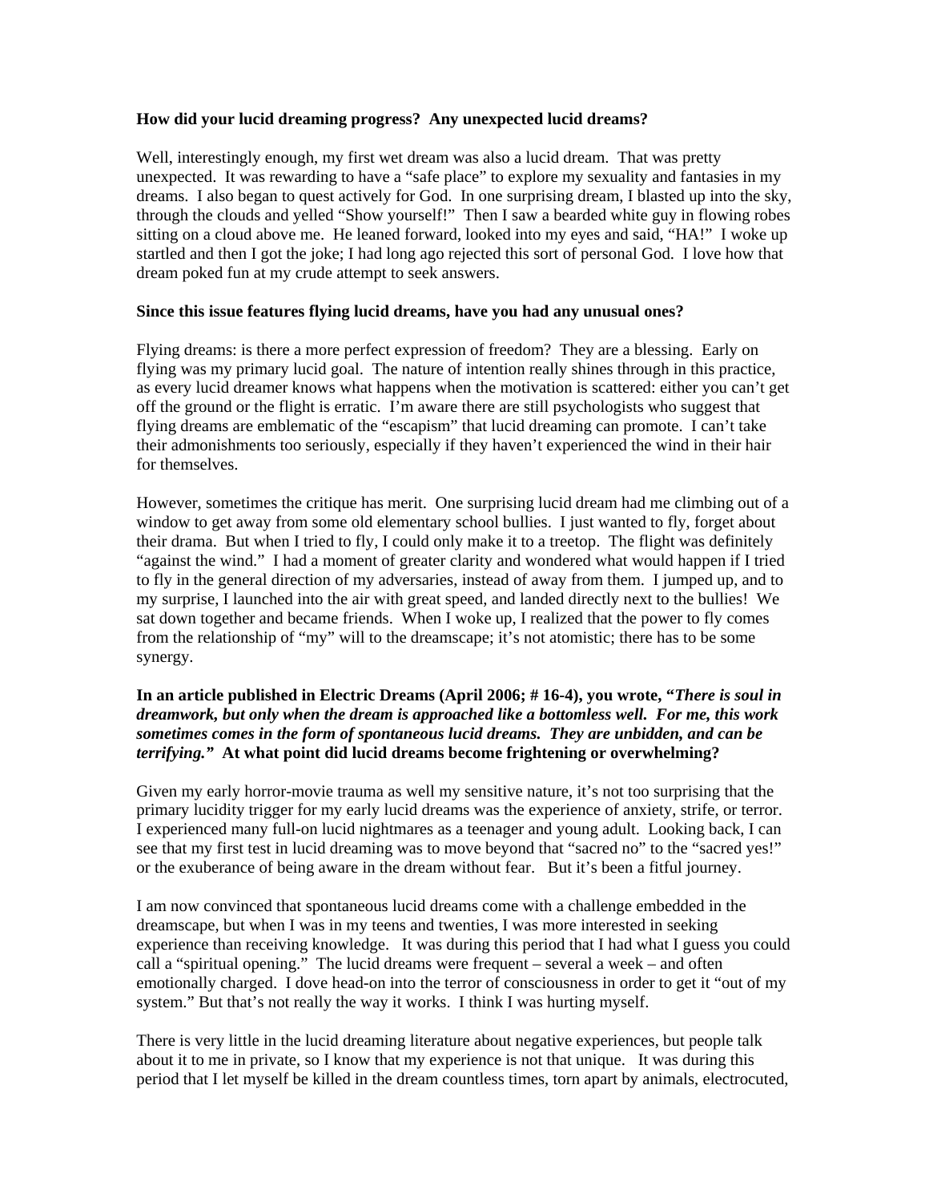**How did your lucid dreaming progress? Any unexpected lucid dreams?**

Well, interestingly enough, my first wet dream was also a lucid dream. That was pretty unexpected. It was rewarding to have a "safe place" to explore my sexuality and fantasies in my dreams. I also began to quest actively for God. In one surprising dream, I blasted up into the sky, through the clouds and yelled "Show yourself!" Then I saw a bearded white guy in flowing robes sitting on a cloud above me. He leaned forward, looked into my eyes and said, "HA!" I woke up startled and then I got the joke; I had long ago rejected this sort of personal God. I love how that dream poked fun at my crude attempt to seek answers.

**Since this issue features flying lucid dreams, have you had any unusual ones?**

Flying dreams: is there a more perfect expression of freedom? They are a blessing. Early on flying was my primary lucid goal. The nature of intention really shines through in this practice, as every lucid dreamer knows what happens when the motivation is scattered: either you can't get off the ground or the flight is erratic. I'm aware there are still psychologists who suggest that flying dreams are emblematic of the "escapism" that lucid dreaming can promote. I can't take their admonishments too seriously, especially if they haven't experienced the wind in their hair for themselves.

However, sometimes the critique has merit. One surprising lucid dream had me climbing out of a window to get away from some old elementary school bullies. I just wanted to fly, forget about their drama. But when I tried to fly, I could only make it to a treetop. The flight was definitely "against the wind." I had a moment of greater clarity and wondered what would happen if I tried to fly in the general direction of my adversaries, instead of away from them. I jumped up, and to my surprise, I launched into the air with great speed, and landed directly next to the bullies! We sat down together and became friends. When I woke up, I realized that the power to fly comes from the relationship of "my" will to the dreamscape; it's not atomistic; there has to be some synergy.

**In an article published in Electric Dreams (April 2006; # 16-4), you wrote, "*There is soul in dreamwork, but only when the dream is approached like a bottomless well. For me, this work sometimes comes in the form of spontaneous lucid dreams. They are unbidden, and can be terrifying.*" At what point did lucid dreams become frightening or overwhelming?**

Given my early horror-movie trauma as well my sensitive nature, it's not too surprising that the primary lucidity trigger for my early lucid dreams was the experience of anxiety, strife, or terror. I experienced many full-on lucid nightmares as a teenager and young adult. Looking back, I can see that my first test in lucid dreaming was to move beyond that "sacred no" to the "sacred yes!" or the exuberance of being aware in the dream without fear. But it's been a fitful journey.

I am now convinced that spontaneous lucid dreams come with a challenge embedded in the dreamscape, but when I was in my teens and twenties, I was more interested in seeking experience than receiving knowledge. It was during this period that I had what I guess you could call a "spiritual opening." The lucid dreams were frequent – several a week – and often emotionally charged. I dove head-on into the terror of consciousness in order to get it "out of my system." But that's not really the way it works. I think I was hurting myself.

There is very little in the lucid dreaming literature about negative experiences, but people talk about it to me in private, so I know that my experience is not that unique. It was during this period that I let myself be killed in the dream countless times, torn apart by animals, electrocuted,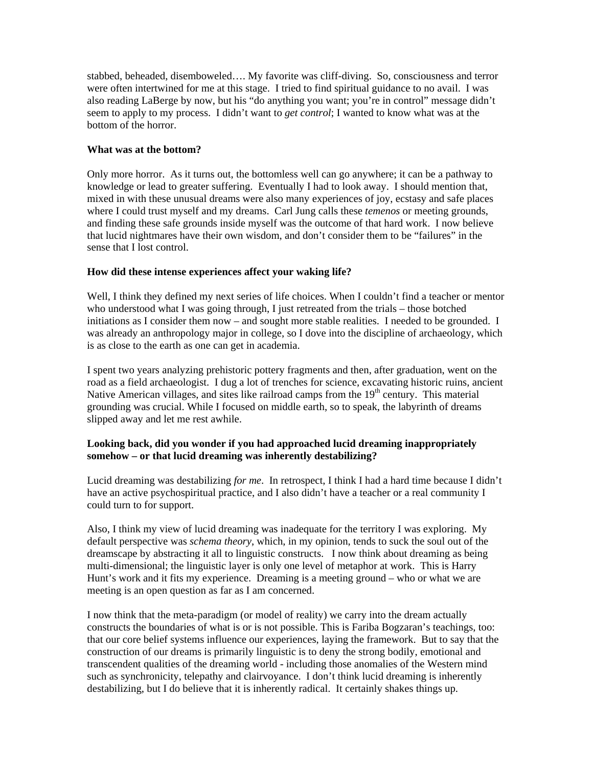stabbed, beheaded, disemboweled…. My favorite was cliff-diving. So, consciousness and terror were often intertwined for me at this stage. I tried to find spiritual guidance to no avail. I was also reading LaBerge by now, but his "do anything you want; you're in control" message didn't seem to apply to my process. I didn't want to *get control*; I wanted to know what was at the bottom of the horror.

**What was at the bottom?**

Only more horror. As it turns out, the bottomless well can go anywhere; it can be a pathway to knowledge or lead to greater suffering. Eventually I had to look away. I should mention that, mixed in with these unusual dreams were also many experiences of joy, ecstasy and safe places where I could trust myself and my dreams. Carl Jung calls these *temenos* or meeting grounds, and finding these safe grounds inside myself was the outcome of that hard work. I now believe that lucid nightmares have their own wisdom, and don't consider them to be "failures" in the sense that I lost control.

**How did these intense experiences affect your waking life?**

Well, I think they defined my next series of life choices. When I couldn't find a teacher or mentor who understood what I was going through, I just retreated from the trials – those botched initiations as I consider them now – and sought more stable realities. I needed to be grounded. I was already an anthropology major in college, so I dove into the discipline of archaeology, which is as close to the earth as one can get in academia.

I spent two years analyzing prehistoric pottery fragments and then, after graduation, went on the road as a field archaeologist. I dug a lot of trenches for science, excavating historic ruins, ancient Native American villages, and sites like railroad camps from the 19th century. This material grounding was crucial. While I focused on middle earth, so to speak, the labyrinth of dreams slipped away and let me rest awhile.

**Looking back, did you wonder if you had approached lucid dreaming inappropriately somehow – or that lucid dreaming was inherently destabilizing?**

Lucid dreaming was destabilizing *for me*. In retrospect, I think I had a hard time because I didn't have an active psychospiritual practice, and I also didn't have a teacher or a real community I could turn to for support.

Also, I think my view of lucid dreaming was inadequate for the territory I was exploring. My default perspective was *schema theory*, which, in my opinion, tends to suck the soul out of the dreamscape by abstracting it all to linguistic constructs. I now think about dreaming as being multi-dimensional; the linguistic layer is only one level of metaphor at work. This is Harry Hunt's work and it fits my experience. Dreaming is a meeting ground – who or what we are meeting is an open question as far as I am concerned.

I now think that the meta-paradigm (or model of reality) we carry into the dream actually constructs the boundaries of what is or is not possible. This is Fariba Bogzaran's teachings, too: that our core belief systems influence our experiences, laying the framework. But to say that the construction of our dreams is primarily linguistic is to deny the strong bodily, emotional and transcendent qualities of the dreaming world - including those anomalies of the Western mind such as synchronicity, telepathy and clairvoyance. I don't think lucid dreaming is inherently destabilizing, but I do believe that it is inherently radical. It certainly shakes things up.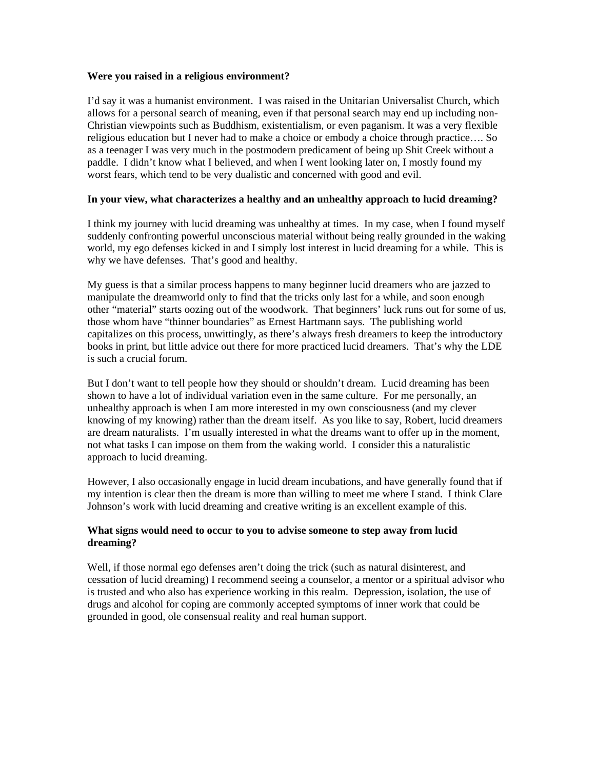**Were you raised in a religious environment?**

I'd say it was a humanist environment. I was raised in the Unitarian Universalist Church, which allows for a personal search of meaning, even if that personal search may end up including non-Christian viewpoints such as Buddhism, existentialism, or even paganism. It was a very flexible religious education but I never had to make a choice or embody a choice through practice…. So as a teenager I was very much in the postmodern predicament of being up Shit Creek without a paddle. I didn't know what I believed, and when I went looking later on, I mostly found my worst fears, which tend to be very dualistic and concerned with good and evil.

**In your view, what characterizes a healthy and an unhealthy approach to lucid dreaming?**

I think my journey with lucid dreaming was unhealthy at times. In my case, when I found myself suddenly confronting powerful unconscious material without being really grounded in the waking world, my ego defenses kicked in and I simply lost interest in lucid dreaming for a while. This is why we have defenses. That's good and healthy.

My guess is that a similar process happens to many beginner lucid dreamers who are jazzed to manipulate the dreamworld only to find that the tricks only last for a while, and soon enough other "material" starts oozing out of the woodwork. That beginners' luck runs out for some of us, those whom have "thinner boundaries" as Ernest Hartmann says. The publishing world capitalizes on this process, unwittingly, as there's always fresh dreamers to keep the introductory books in print, but little advice out there for more practiced lucid dreamers. That's why the LDE is such a crucial forum.

But I don't want to tell people how they should or shouldn't dream. Lucid dreaming has been shown to have a lot of individual variation even in the same culture. For me personally, an unhealthy approach is when I am more interested in my own consciousness (and my clever knowing of my knowing) rather than the dream itself. As you like to say, Robert, lucid dreamers are dream naturalists. I'm usually interested in what the dreams want to offer up in the moment, not what tasks I can impose on them from the waking world. I consider this a naturalistic approach to lucid dreaming.

However, I also occasionally engage in lucid dream incubations, and have generally found that if my intention is clear then the dream is more than willing to meet me where I stand. I think Clare Johnson's work with lucid dreaming and creative writing is an excellent example of this.

**What signs would need to occur to you to advise someone to step away from lucid dreaming?**

Well, if those normal ego defenses aren't doing the trick (such as natural disinterest, and cessation of lucid dreaming) I recommend seeing a counselor, a mentor or a spiritual advisor who is trusted and who also has experience working in this realm. Depression, isolation, the use of drugs and alcohol for coping are commonly accepted symptoms of inner work that could be grounded in good, ole consensual reality and real human support.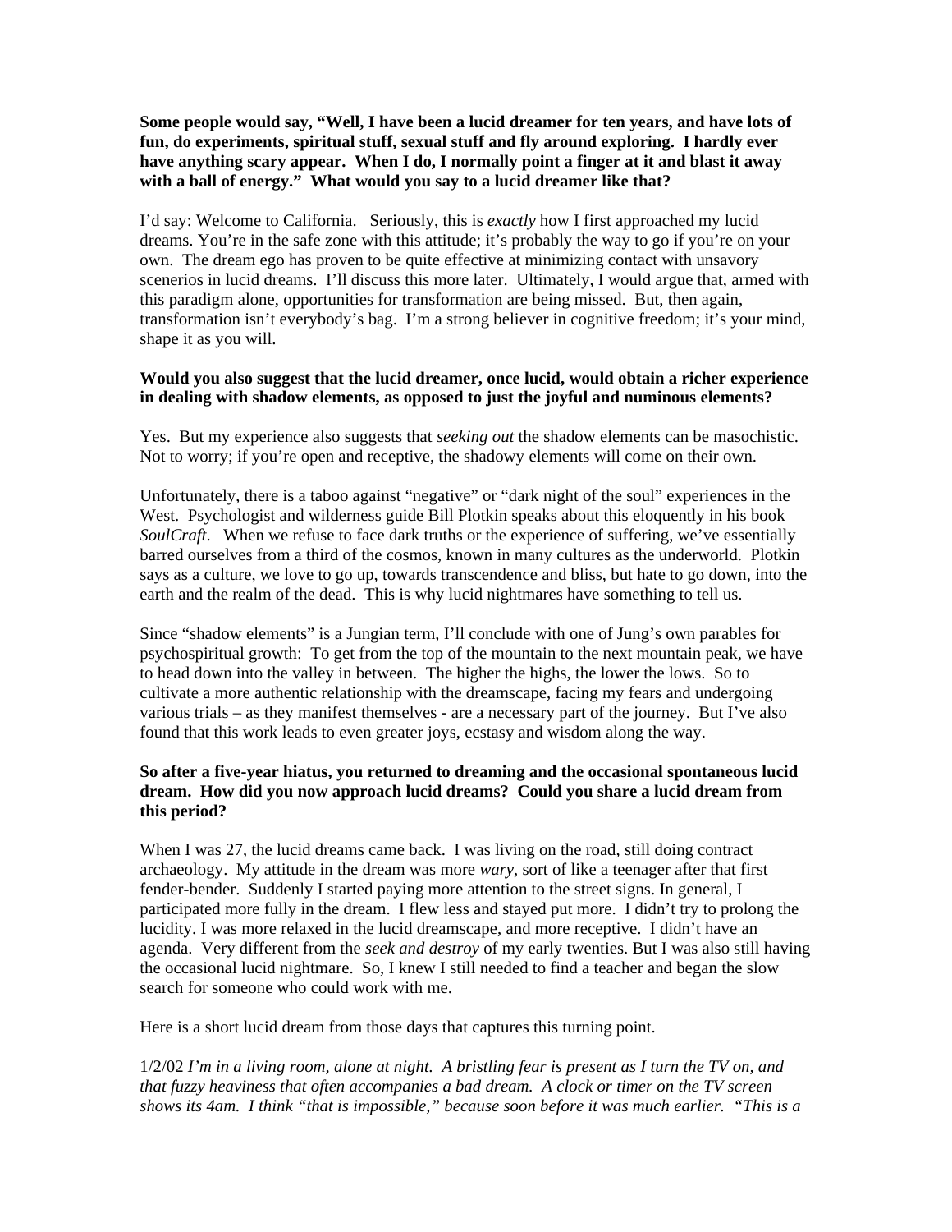**Some people would say, "Well, I have been a lucid dreamer for ten years, and have lots of fun, do experiments, spiritual stuff, sexual stuff and fly around exploring. I hardly ever have anything scary appear. When I do, I normally point a finger at it and blast it away with a ball of energy." What would you say to a lucid dreamer like that?**

I'd say: Welcome to California. Seriously, this is *exactly* how I first approached my lucid dreams. You're in the safe zone with this attitude; it's probably the way to go if you're on your own. The dream ego has proven to be quite effective at minimizing contact with unsavory scenerios in lucid dreams. I'll discuss this more later. Ultimately, I would argue that, armed with this paradigm alone, opportunities for transformation are being missed. But, then again, transformation isn't everybody's bag. I'm a strong believer in cognitive freedom; it's your mind, shape it as you will.

**Would you also suggest that the lucid dreamer, once lucid, would obtain a richer experience in dealing with shadow elements, as opposed to just the joyful and numinous elements?**

Yes. But my experience also suggests that *seeking out* the shadow elements can be masochistic. Not to worry; if you're open and receptive, the shadowy elements will come on their own.

Unfortunately, there is a taboo against "negative" or "dark night of the soul" experiences in the West. Psychologist and wilderness guide Bill Plotkin speaks about this eloquently in his book *SoulCraft*. When we refuse to face dark truths or the experience of suffering, we've essentially barred ourselves from a third of the cosmos, known in many cultures as the underworld. Plotkin says as a culture, we love to go up, towards transcendence and bliss, but hate to go down, into the earth and the realm of the dead. This is why lucid nightmares have something to tell us.

Since "shadow elements" is a Jungian term, I'll conclude with one of Jung's own parables for psychospiritual growth: To get from the top of the mountain to the next mountain peak, we have to head down into the valley in between. The higher the highs, the lower the lows. So to cultivate a more authentic relationship with the dreamscape, facing my fears and undergoing various trials – as they manifest themselves - are a necessary part of the journey. But I've also found that this work leads to even greater joys, ecstasy and wisdom along the way.

**So after a five-year hiatus, you returned to dreaming and the occasional spontaneous lucid dream. How did you now approach lucid dreams? Could you share a lucid dream from this period?**

When I was 27, the lucid dreams came back. I was living on the road, still doing contract archaeology. My attitude in the dream was more *wary*, sort of like a teenager after that first fender-bender. Suddenly I started paying more attention to the street signs. In general, I participated more fully in the dream. I flew less and stayed put more. I didn't try to prolong the lucidity. I was more relaxed in the lucid dreamscape, and more receptive. I didn't have an agenda. Very different from the *seek and destroy* of my early twenties. But I was also still having the occasional lucid nightmare. So, I knew I still needed to find a teacher and began the slow search for someone who could work with me.

Here is a short lucid dream from those days that captures this turning point.

1/2/02 *I'm in a living room, alone at night. A bristling fear is present as I turn the TV on, and that fuzzy heaviness that often accompanies a bad dream. A clock or timer on the TV screen shows its 4am. I think "that is impossible," because soon before it was much earlier. "This is a*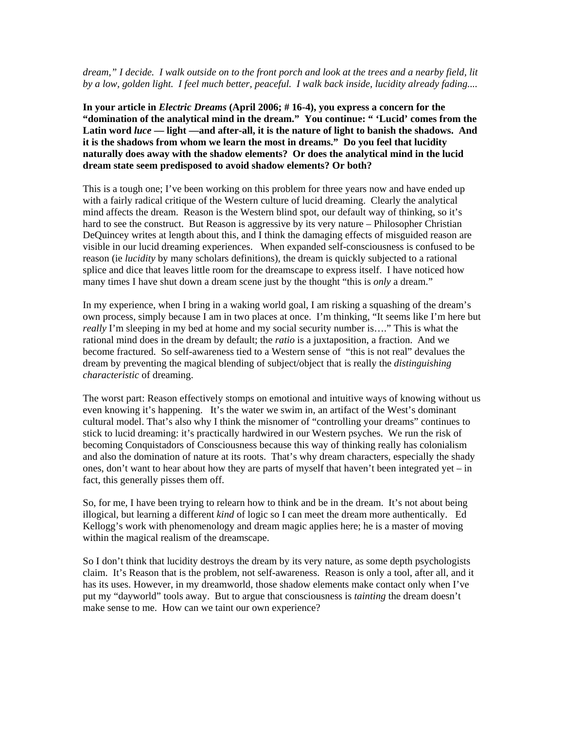*dream," I decide. I walk outside on to the front porch and look at the trees and a nearby field, lit by a low, golden light. I feel much better, peaceful. I walk back inside, lucidity already fading....*

**In your article in *Electric Dreams* (April 2006; # 16-4), you express a concern for the "domination of the analytical mind in the dream." You continue: " 'Lucid' comes from the Latin word *luce* — light —and after-all, it is the nature of light to banish the shadows. And it is the shadows from whom we learn the most in dreams." Do you feel that lucidity naturally does away with the shadow elements? Or does the analytical mind in the lucid dream state seem predisposed to avoid shadow elements? Or both?**

This is a tough one; I've been working on this problem for three years now and have ended up with a fairly radical critique of the Western culture of lucid dreaming. Clearly the analytical mind affects the dream. Reason is the Western blind spot, our default way of thinking, so it's hard to see the construct. But Reason is aggressive by its very nature – Philosopher Christian DeQuincey writes at length about this, and I think the damaging effects of misguided reason are visible in our lucid dreaming experiences. When expanded self-consciousness is confused to be reason (ie *lucidity* by many scholars definitions), the dream is quickly subjected to a rational splice and dice that leaves little room for the dreamscape to express itself. I have noticed how many times I have shut down a dream scene just by the thought "this is *only* a dream."

In my experience, when I bring in a waking world goal, I am risking a squashing of the dream's own process, simply because I am in two places at once. I'm thinking, "It seems like I'm here but *really* I'm sleeping in my bed at home and my social security number is…." This is what the rational mind does in the dream by default; the *ratio* is a juxtaposition, a fraction. And we become fractured. So self-awareness tied to a Western sense of "this is not real" devalues the dream by preventing the magical blending of subject/object that is really the *distinguishing characteristic* of dreaming.

The worst part: Reason effectively stomps on emotional and intuitive ways of knowing without us even knowing it's happening. It's the water we swim in, an artifact of the West's dominant cultural model. That's also why I think the misnomer of "controlling your dreams" continues to stick to lucid dreaming: it's practically hardwired in our Western psyches. We run the risk of becoming Conquistadors of Consciousness because this way of thinking really has colonialism and also the domination of nature at its roots. That's why dream characters, especially the shady ones, don't want to hear about how they are parts of myself that haven't been integrated yet – in fact, this generally pisses them off.

So, for me, I have been trying to relearn how to think and be in the dream. It's not about being illogical, but learning a different *kind* of logic so I can meet the dream more authentically. Ed Kellogg's work with phenomenology and dream magic applies here; he is a master of moving within the magical realism of the dreamscape.

So I don't think that lucidity destroys the dream by its very nature, as some depth psychologists claim. It's Reason that is the problem, not self-awareness. Reason is only a tool, after all, and it has its uses. However, in my dreamworld, those shadow elements make contact only when I've put my "dayworld" tools away. But to argue that consciousness is *tainting* the dream doesn't make sense to me. How can we taint our own experience?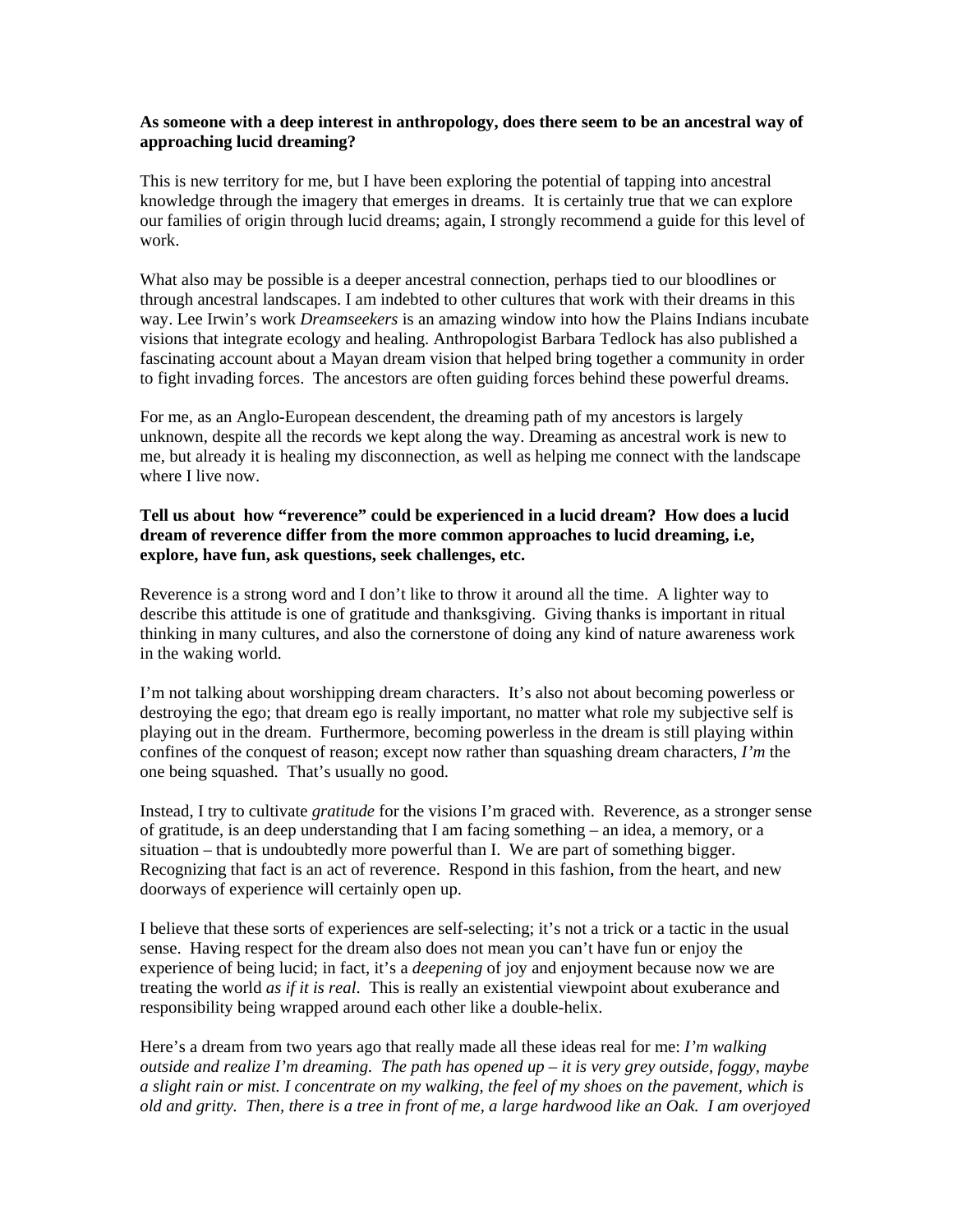**As someone with a deep interest in anthropology, does there seem to be an ancestral way of approaching lucid dreaming?**

This is new territory for me, but I have been exploring the potential of tapping into ancestral knowledge through the imagery that emerges in dreams. It is certainly true that we can explore our families of origin through lucid dreams; again, I strongly recommend a guide for this level of work.

What also may be possible is a deeper ancestral connection, perhaps tied to our bloodlines or through ancestral landscapes. I am indebted to other cultures that work with their dreams in this way. Lee Irwin's work *Dreamseekers* is an amazing window into how the Plains Indians incubate visions that integrate ecology and healing. Anthropologist Barbara Tedlock has also published a fascinating account about a Mayan dream vision that helped bring together a community in order to fight invading forces. The ancestors are often guiding forces behind these powerful dreams.

For me, as an Anglo-European descendent, the dreaming path of my ancestors is largely unknown, despite all the records we kept along the way. Dreaming as ancestral work is new to me, but already it is healing my disconnection, as well as helping me connect with the landscape where I live now.

**Tell us about how "reverence" could be experienced in a lucid dream? How does a lucid dream of reverence differ from the more common approaches to lucid dreaming, i.e, explore, have fun, ask questions, seek challenges, etc.**

Reverence is a strong word and I don't like to throw it around all the time. A lighter way to describe this attitude is one of gratitude and thanksgiving. Giving thanks is important in ritual thinking in many cultures, and also the cornerstone of doing any kind of nature awareness work in the waking world.

I'm not talking about worshipping dream characters. It's also not about becoming powerless or destroying the ego; that dream ego is really important, no matter what role my subjective self is playing out in the dream. Furthermore, becoming powerless in the dream is still playing within confines of the conquest of reason; except now rather than squashing dream characters, *I'm* the one being squashed. That's usually no good.

Instead, I try to cultivate *gratitude* for the visions I'm graced with. Reverence, as a stronger sense of gratitude, is an deep understanding that I am facing something – an idea, a memory, or a situation – that is undoubtedly more powerful than I. We are part of something bigger. Recognizing that fact is an act of reverence. Respond in this fashion, from the heart, and new doorways of experience will certainly open up.

I believe that these sorts of experiences are self-selecting; it's not a trick or a tactic in the usual sense. Having respect for the dream also does not mean you can't have fun or enjoy the experience of being lucid; in fact, it's a *deepening* of joy and enjoyment because now we are treating the world *as if it is real*. This is really an existential viewpoint about exuberance and responsibility being wrapped around each other like a double-helix.

Here's a dream from two years ago that really made all these ideas real for me: *I'm walking outside and realize I'm dreaming. The path has opened up – it is very grey outside, foggy, maybe a slight rain or mist. I concentrate on my walking, the feel of my shoes on the pavement, which is old and gritty. Then, there is a tree in front of me, a large hardwood like an Oak. I am overjoyed*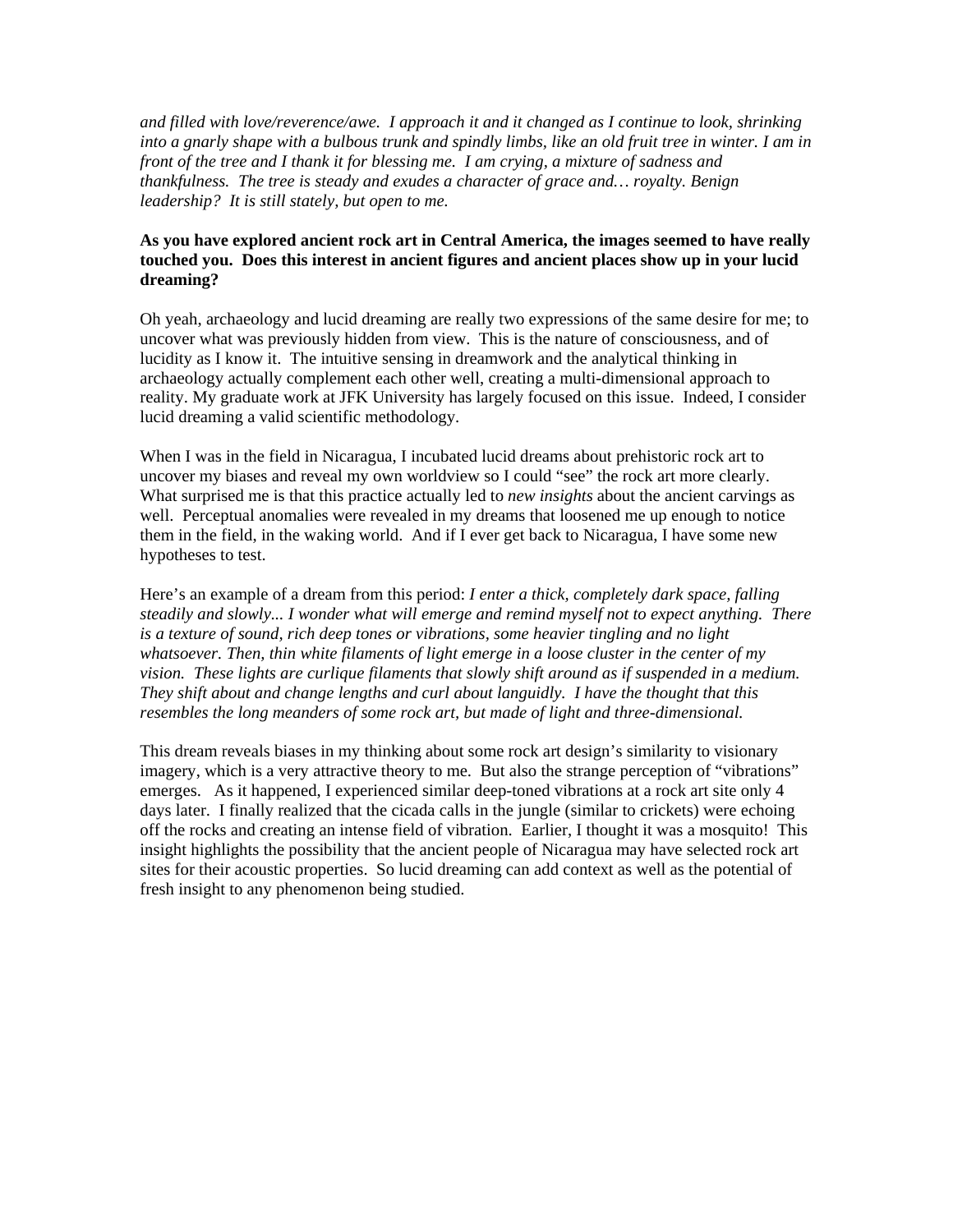*and filled with love/reverence/awe. I approach it and it changed as I continue to look, shrinking into a gnarly shape with a bulbous trunk and spindly limbs, like an old fruit tree in winter. I am in front of the tree and I thank it for blessing me. I am crying, a mixture of sadness and thankfulness. The tree is steady and exudes a character of grace and… royalty. Benign leadership? It is still stately, but open to me.*

**As you have explored ancient rock art in Central America, the images seemed to have really touched you. Does this interest in ancient figures and ancient places show up in your lucid dreaming?**

Oh yeah, archaeology and lucid dreaming are really two expressions of the same desire for me; to uncover what was previously hidden from view. This is the nature of consciousness, and of lucidity as I know it. The intuitive sensing in dreamwork and the analytical thinking in archaeology actually complement each other well, creating a multi-dimensional approach to reality. My graduate work at JFK University has largely focused on this issue. Indeed, I consider lucid dreaming a valid scientific methodology.

When I was in the field in Nicaragua, I incubated lucid dreams about prehistoric rock art to uncover my biases and reveal my own worldview so I could "see" the rock art more clearly. What surprised me is that this practice actually led to *new insights* about the ancient carvings as well. Perceptual anomalies were revealed in my dreams that loosened me up enough to notice them in the field, in the waking world. And if I ever get back to Nicaragua, I have some new hypotheses to test.

Here's an example of a dream from this period: *I enter a thick, completely dark space, falling steadily and slowly... I wonder what will emerge and remind myself not to expect anything. There is a texture of sound, rich deep tones or vibrations, some heavier tingling and no light whatsoever. Then, thin white filaments of light emerge in a loose cluster in the center of my vision. These lights are curlique filaments that slowly shift around as if suspended in a medium. They shift about and change lengths and curl about languidly. I have the thought that this resembles the long meanders of some rock art, but made of light and three-dimensional.*

This dream reveals biases in my thinking about some rock art design's similarity to visionary imagery, which is a very attractive theory to me. But also the strange perception of "vibrations" emerges. As it happened, I experienced similar deep-toned vibrations at a rock art site only 4 days later. I finally realized that the cicada calls in the jungle (similar to crickets) were echoing off the rocks and creating an intense field of vibration. Earlier, I thought it was a mosquito! This insight highlights the possibility that the ancient people of Nicaragua may have selected rock art sites for their acoustic properties. So lucid dreaming can add context as well as the potential of fresh insight to any phenomenon being studied.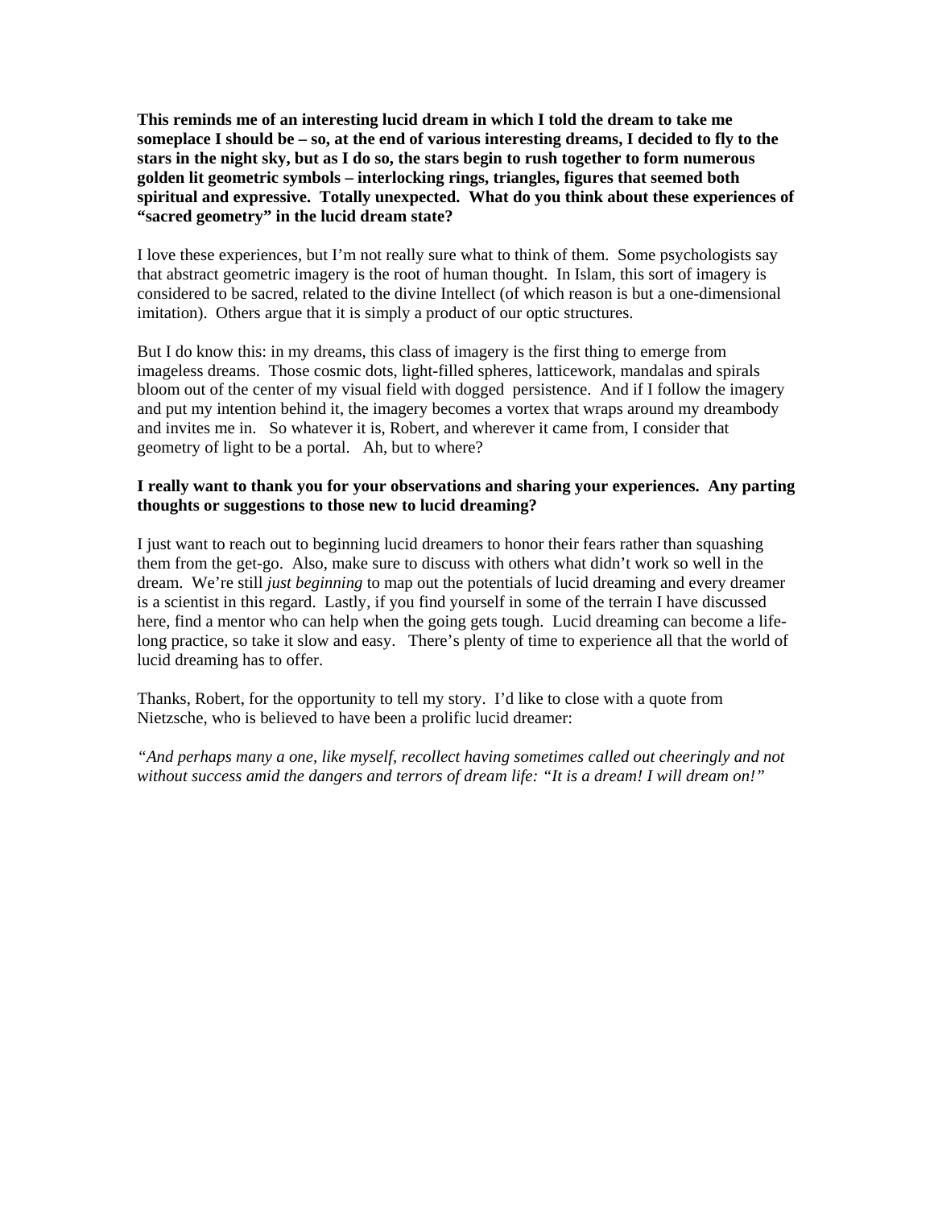**This reminds me of an interesting lucid dream in which I told the dream to take me someplace I should be – so, at the end of various interesting dreams, I decided to fly to the stars in the night sky, but as I do so, the stars begin to rush together to form numerous golden lit geometric symbols – interlocking rings, triangles, figures that seemed both spiritual and expressive. Totally unexpected. What do you think about these experiences of "sacred geometry" in the lucid dream state?**

I love these experiences, but I'm not really sure what to think of them. Some psychologists say that abstract geometric imagery is the root of human thought. In Islam, this sort of imagery is considered to be sacred, related to the divine Intellect (of which reason is but a one-dimensional imitation). Others argue that it is simply a product of our optic structures.

But I do know this: in my dreams, this class of imagery is the first thing to emerge from imageless dreams. Those cosmic dots, light-filled spheres, latticework, mandalas and spirals bloom out of the center of my visual field with dogged persistence. And if I follow the imagery and put my intention behind it, the imagery becomes a vortex that wraps around my dreambody and invites me in. So whatever it is, Robert, and wherever it came from, I consider that geometry of light to be a portal. Ah, but to where?

**I really want to thank you for your observations and sharing your experiences. Any parting thoughts or suggestions to those new to lucid dreaming?**

I just want to reach out to beginning lucid dreamers to honor their fears rather than squashing them from the get-go. Also, make sure to discuss with others what didn't work so well in the dream. We're still *just beginning* to map out the potentials of lucid dreaming and every dreamer is a scientist in this regard. Lastly, if you find yourself in some of the terrain I have discussed here, find a mentor who can help when the going gets tough. Lucid dreaming can become a life-long practice, so take it slow and easy. There's plenty of time to experience all that the world of lucid dreaming has to offer.

Thanks, Robert, for the opportunity to tell my story. I'd like to close with a quote from Nietzsche, who is believed to have been a prolific lucid dreamer:

*"And perhaps many a one, like myself, recollect having sometimes called out cheeringly and not without success amid the dangers and terrors of dream life: "It is a dream! I will dream on!"*